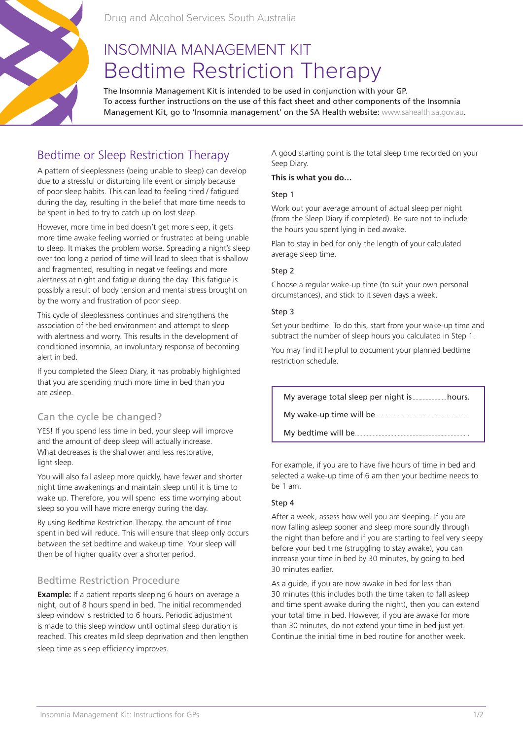Drug and Alcohol Services South Australia

# INSOMNIA MANAGEMENT KIT
# Bedtime Restriction Therapy

The Insomnia Management Kit is intended to be used in conjunction with your GP. To access further instructions on the use of this fact sheet and other components of the Insomnia Management Kit, go to 'Insomnia management' on the SA Health website: www.sahealth.sa.gov.au.

## Bedtime or Sleep Restriction Therapy

A pattern of sleeplessness (being unable to sleep) can develop due to a stressful or disturbing life event or simply because of poor sleep habits. This can lead to feeling tired / fatigued during the day, resulting in the belief that more time needs to be spent in bed to try to catch up on lost sleep.

However, more time in bed doesn't get more sleep, it gets more time awake feeling worried or frustrated at being unable to sleep. It makes the problem worse. Spreading a night's sleep over too long a period of time will lead to sleep that is shallow and fragmented, resulting in negative feelings and more alertness at night and fatigue during the day. This fatigue is possibly a result of body tension and mental stress brought on by the worry and frustration of poor sleep.

This cycle of sleeplessness continues and strengthens the association of the bed environment and attempt to sleep with alertness and worry. This results in the development of conditioned insomnia, an involuntary response of becoming alert in bed.

If you completed the Sleep Diary, it has probably highlighted that you are spending much more time in bed than you are asleep.

### Can the cycle be changed?

YES! If you spend less time in bed, your sleep will improve and the amount of deep sleep will actually increase. What decreases is the shallower and less restorative, light sleep.

You will also fall asleep more quickly, have fewer and shorter night time awakenings and maintain sleep until it is time to wake up. Therefore, you will spend less time worrying about sleep so you will have more energy during the day.

By using Bedtime Restriction Therapy, the amount of time spent in bed will reduce. This will ensure that sleep only occurs between the set bedtime and wakeup time. Your sleep will then be of higher quality over a shorter period.

### Bedtime Restriction Procedure

**Example:** If a patient reports sleeping 6 hours on average a night, out of 8 hours spend in bed. The initial recommended sleep window is restricted to 6 hours. Periodic adjustment is made to this sleep window until optimal sleep duration is reached. This creates mild sleep deprivation and then lengthen sleep time as sleep efficiency improves.

A good starting point is the total sleep time recorded on your Seep Diary.

**This is what you do…**

#### Step 1

Work out your average amount of actual sleep per night (from the Sleep Diary if completed). Be sure not to include the hours you spent lying in bed awake.

Plan to stay in bed for only the length of your calculated average sleep time.

#### Step 2

Choose a regular wake-up time (to suit your own personal circumstances), and stick to it seven days a week.

#### Step 3

Set your bedtime. To do this, start from your wake-up time and subtract the number of sleep hours you calculated in Step 1.

You may find it helpful to document your planned bedtime restriction schedule.

My average total sleep per night is ………… hours.

My wake-up time will be ……………………………

My bedtime will be …………………………………

For example, if you are to have five hours of time in bed and selected a wake-up time of 6 am then your bedtime needs to be 1 am.

#### Step 4

After a week, assess how well you are sleeping. If you are now falling asleep sooner and sleep more soundly through the night than before and if you are starting to feel very sleepy before your bed time (struggling to stay awake), you can increase your time in bed by 30 minutes, by going to bed 30 minutes earlier.

As a guide, if you are now awake in bed for less than 30 minutes (this includes both the time taken to fall asleep and time spent awake during the night), then you can extend your total time in bed. However, if you are awake for more than 30 minutes, do not extend your time in bed just yet. Continue the initial time in bed routine for another week.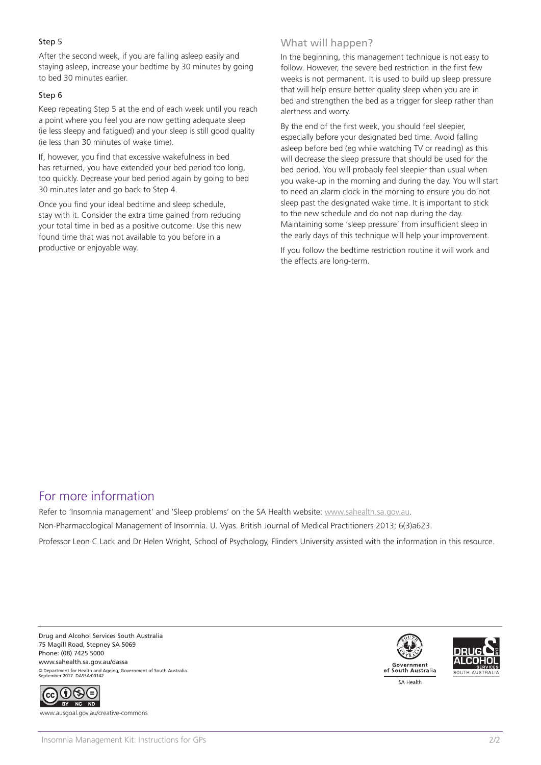### Step 5

After the second week, if you are falling asleep easily and staying asleep, increase your bedtime by 30 minutes by going to bed 30 minutes earlier.

### Step 6

Keep repeating Step 5 at the end of each week until you reach a point where you feel you are now getting adequate sleep (ie less sleepy and fatigued) and your sleep is still good quality (ie less than 30 minutes of wake time).

If, however, you find that excessive wakefulness in bed has returned, you have extended your bed period too long, too quickly. Decrease your bed period again by going to bed 30 minutes later and go back to Step 4.

Once you find your ideal bedtime and sleep schedule, stay with it. Consider the extra time gained from reducing your total time in bed as a positive outcome. Use this new found time that was not available to you before in a productive or enjoyable way.

## What will happen?

In the beginning, this management technique is not easy to follow. However, the severe bed restriction in the first few weeks is not permanent. It is used to build up sleep pressure that will help ensure better quality sleep when you are in bed and strengthen the bed as a trigger for sleep rather than alertness and worry.

By the end of the first week, you should feel sleepier, especially before your designated bed time. Avoid falling asleep before bed (eg while watching TV or reading) as this will decrease the sleep pressure that should be used for the bed period. You will probably feel sleepier than usual when you wake-up in the morning and during the day. You will start to need an alarm clock in the morning to ensure you do not sleep past the designated wake time. It is important to stick to the new schedule and do not nap during the day. Maintaining some 'sleep pressure' from insufficient sleep in the early days of this technique will help your improvement.

If you follow the bedtime restriction routine it will work and the effects are long-term.

## For more information

Refer to 'Insomnia management' and 'Sleep problems' on the SA Health website: www.sahealth.sa.gov.au.

Non-Pharmacological Management of Insomnia. U. Vyas. British Journal of Medical Practitioners 2013; 6(3)a623.

Professor Leon C Lack and Dr Helen Wright, School of Psychology, Flinders University assisted with the information in this resource.

Drug and Alcohol Services South Australia
75 Magill Road, Stepney SA 5069
Phone: (08) 7425 5000
www.sahealth.sa.gov.au/dassa
© Department for Health and Ageing, Government of South Australia.
September 2017. DASSA:00142

www.ausgoal.gov.au/creative-commons

Government of South Australia
SA Health

DRUG & ALCOHOL SERVICES SOUTH AUSTRALIA